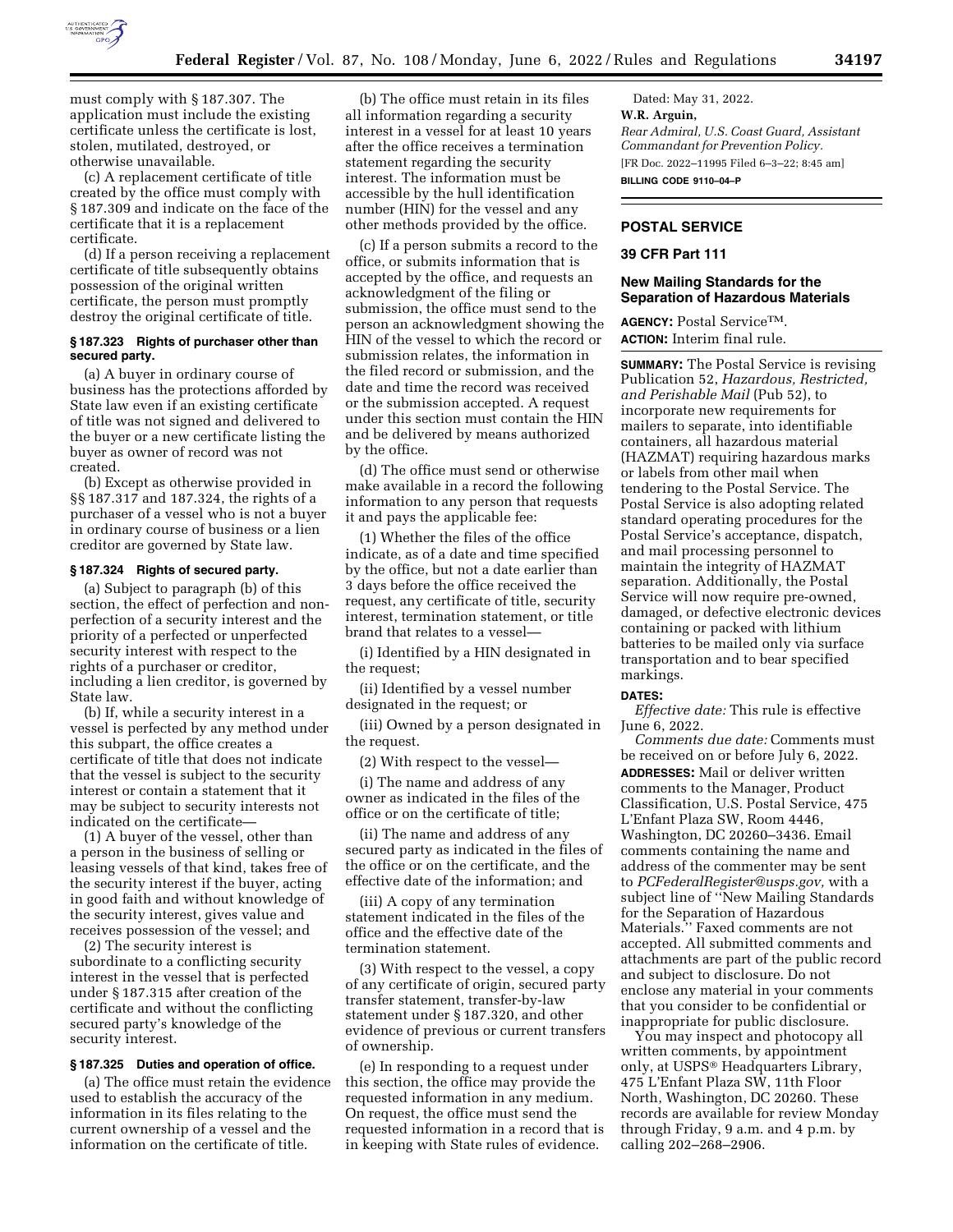must comply with § 187.307. The application must include the existing certificate unless the certificate is lost, stolen, mutilated, destroyed, or otherwise unavailable.

(c) A replacement certificate of title created by the office must comply with § 187.309 and indicate on the face of the certificate that it is a replacement certificate.

(d) If a person receiving a replacement certificate of title subsequently obtains possession of the original written certificate, the person must promptly destroy the original certificate of title.

### § 187.323 Rights of purchaser other than secured party.

(a) A buyer in ordinary course of business has the protections afforded by State law even if an existing certificate of title was not signed and delivered to the buyer or a new certificate listing the buyer as owner of record was not created.

(b) Except as otherwise provided in §§ 187.317 and 187.324, the rights of a purchaser of a vessel who is not a buyer in ordinary course of business or a lien creditor are governed by State law.

### § 187.324 Rights of secured party.

(a) Subject to paragraph (b) of this section, the effect of perfection and non-perfection of a security interest and the priority of a perfected or unperfected security interest with respect to the rights of a purchaser or creditor, including a lien creditor, is governed by State law.

(b) If, while a security interest in a vessel is perfected by any method under this subpart, the office creates a certificate of title that does not indicate that the vessel is subject to the security interest or contain a statement that it may be subject to security interests not indicated on the certificate—

(1) A buyer of the vessel, other than a person in the business of selling or leasing vessels of that kind, takes free of the security interest if the buyer, acting in good faith and without knowledge of the security interest, gives value and receives possession of the vessel; and

(2) The security interest is subordinate to a conflicting security interest in the vessel that is perfected under § 187.315 after creation of the certificate and without the conflicting secured party's knowledge of the security interest.

### § 187.325 Duties and operation of office.

(a) The office must retain the evidence used to establish the accuracy of the information in its files relating to the current ownership of a vessel and the information on the certificate of title.

(b) The office must retain in its files all information regarding a security interest in a vessel for at least 10 years after the office receives a termination statement regarding the security interest. The information must be accessible by the hull identification number (HIN) for the vessel and any other methods provided by the office.

(c) If a person submits a record to the office, or submits information that is accepted by the office, and requests an acknowledgment of the filing or submission, the office must send to the person an acknowledgment showing the HIN of the vessel to which the record or submission relates, the information in the filed record or submission, and the date and time the record was received or the submission accepted. A request under this section must contain the HIN and be delivered by means authorized by the office.

(d) The office must send or otherwise make available in a record the following information to any person that requests it and pays the applicable fee:

(1) Whether the files of the office indicate, as of a date and time specified by the office, but not a date earlier than 3 days before the office received the request, any certificate of title, security interest, termination statement, or title brand that relates to a vessel—

(i) Identified by a HIN designated in the request;

(ii) Identified by a vessel number designated in the request; or

(iii) Owned by a person designated in the request.

(2) With respect to the vessel—

(i) The name and address of any owner as indicated in the files of the office or on the certificate of title;

(ii) The name and address of any secured party as indicated in the files of the office or on the certificate, and the effective date of the information; and

(iii) A copy of any termination statement indicated in the files of the office and the effective date of the termination statement.

(3) With respect to the vessel, a copy of any certificate of origin, secured party transfer statement, transfer-by-law statement under § 187.320, and other evidence of previous or current transfers of ownership.

(e) In responding to a request under this section, the office may provide the requested information in any medium. On request, the office must send the requested information in a record that is in keeping with State rules of evidence.

Dated: May 31, 2022.

**W.R. Arguin,**

*Rear Admiral, U.S. Coast Guard, Assistant Commandant for Prevention Policy.*

[FR Doc. 2022–11995 Filed 6–3–22; 8:45 am]

**BILLING CODE 9110–04–P**

---

## POSTAL SERVICE

## 39 CFR Part 111

## New Mailing Standards for the Separation of Hazardous Materials

**AGENCY:** Postal Service™.

**ACTION:** Interim final rule.

**SUMMARY:** The Postal Service is revising Publication 52, *Hazardous, Restricted, and Perishable Mail* (Pub 52), to incorporate new requirements for mailers to separate, into identifiable containers, all hazardous material (HAZMAT) requiring hazardous marks or labels from other mail when tendering to the Postal Service. The Postal Service is also adopting related standard operating procedures for the Postal Service's acceptance, dispatch, and mail processing personnel to maintain the integrity of HAZMAT separation. Additionally, the Postal Service will now require pre-owned, damaged, or defective electronic devices containing or packed with lithium batteries to be mailed only via surface transportation and to bear specified markings.

**DATES:**

*Effective date:* This rule is effective June 6, 2022.

*Comments due date:* Comments must be received on or before July 6, 2022.

**ADDRESSES:** Mail or deliver written comments to the Manager, Product Classification, U.S. Postal Service, 475 L'Enfant Plaza SW, Room 4446, Washington, DC 20260–3436. Email comments containing the name and address of the commenter may be sent to *PCFederalRegister@usps.gov,* with a subject line of ''New Mailing Standards for the Separation of Hazardous Materials.'' Faxed comments are not accepted. All submitted comments and attachments are part of the public record and subject to disclosure. Do not enclose any material in your comments that you consider to be confidential or inappropriate for public disclosure.

You may inspect and photocopy all written comments, by appointment only, at USPS® Headquarters Library, 475 L'Enfant Plaza SW, 11th Floor North, Washington, DC 20260. These records are available for review Monday through Friday, 9 a.m. and 4 p.m. by calling 202–268–2906.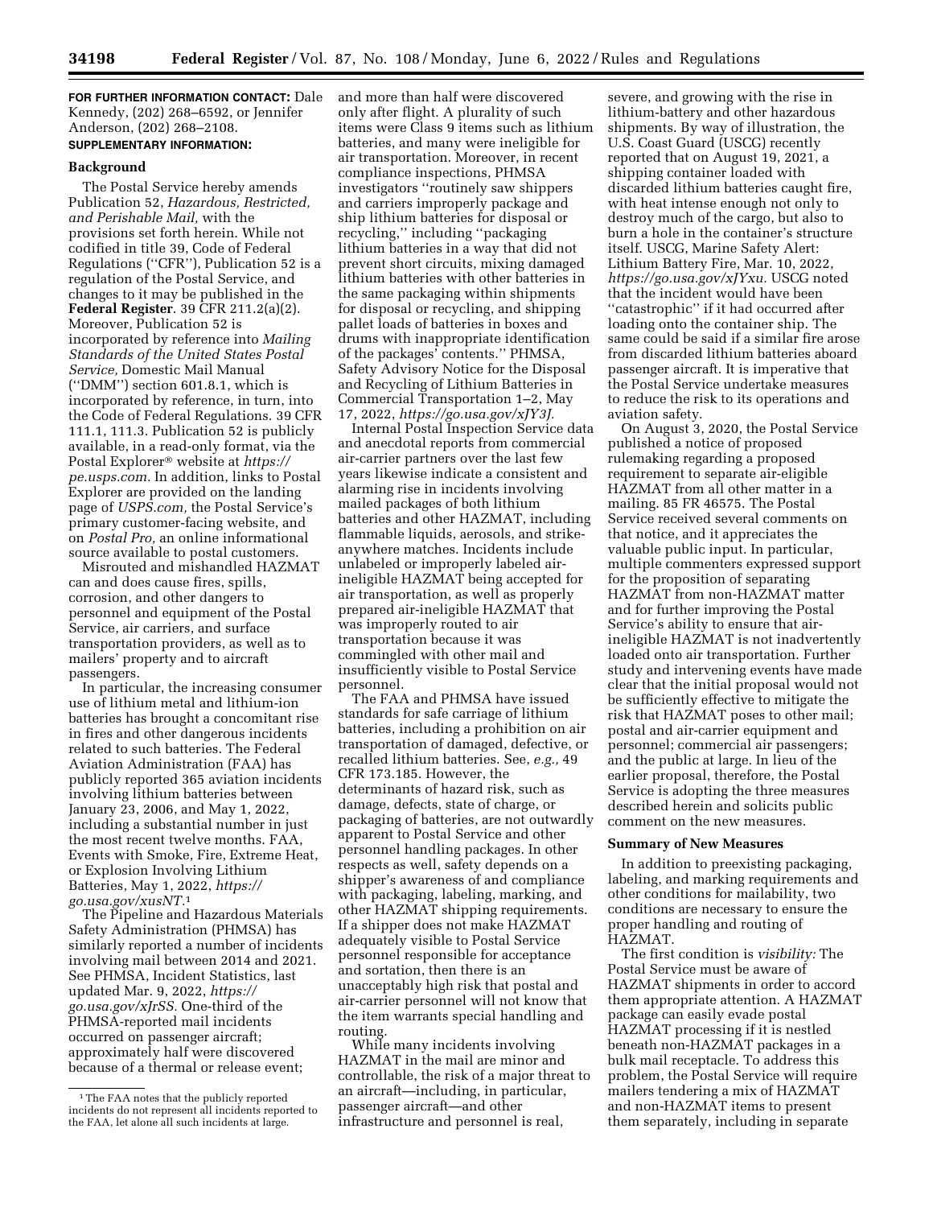**FOR FURTHER INFORMATION CONTACT:** Dale Kennedy, (202) 268–6592, or Jennifer Anderson, (202) 268–2108.

**SUPPLEMENTARY INFORMATION:**

## Background

The Postal Service hereby amends Publication 52, *Hazardous, Restricted, and Perishable Mail,* with the provisions set forth herein. While not codified in title 39, Code of Federal Regulations (''CFR''), Publication 52 is a regulation of the Postal Service, and changes to it may be published in the **Federal Register**. 39 CFR 211.2(a)(2). Moreover, Publication 52 is incorporated by reference into *Mailing Standards of the United States Postal Service,* Domestic Mail Manual (''DMM'') section 601.8.1, which is incorporated by reference, in turn, into the Code of Federal Regulations. 39 CFR 111.1, 111.3. Publication 52 is publicly available, in a read-only format, via the Postal Explorer® website at *https://pe.usps.com.* In addition, links to Postal Explorer are provided on the landing page of *USPS.com,* the Postal Service's primary customer-facing website, and on *Postal Pro,* an online informational source available to postal customers.

Misrouted and mishandled HAZMAT can and does cause fires, spills, corrosion, and other dangers to personnel and equipment of the Postal Service, air carriers, and surface transportation providers, as well as to mailers' property and to aircraft passengers.

In particular, the increasing consumer use of lithium metal and lithium-ion batteries has brought a concomitant rise in fires and other dangerous incidents related to such batteries. The Federal Aviation Administration (FAA) has publicly reported 365 aviation incidents involving lithium batteries between January 23, 2006, and May 1, 2022, including a substantial number in just the most recent twelve months. FAA, Events with Smoke, Fire, Extreme Heat, or Explosion Involving Lithium Batteries, May 1, 2022, *https://go.usa.gov/xusNT.*[1]

The Pipeline and Hazardous Materials Safety Administration (PHMSA) has similarly reported a number of incidents involving mail between 2014 and 2021. See PHMSA, Incident Statistics, last updated Mar. 9, 2022, *https://go.usa.gov/xJrSS.* One-third of the PHMSA-reported mail incidents occurred on passenger aircraft; approximately half were discovered because of a thermal or release event; and more than half were discovered only after flight. A plurality of such items were Class 9 items such as lithium batteries, and many were ineligible for air transportation. Moreover, in recent compliance inspections, PHMSA investigators ''routinely saw shippers and carriers improperly package and ship lithium batteries for disposal or recycling,'' including ''packaging lithium batteries in a way that did not prevent short circuits, mixing damaged lithium batteries with other batteries in the same packaging within shipments for disposal or recycling, and shipping pallet loads of batteries in boxes and drums with inappropriate identification of the packages' contents.'' PHMSA, Safety Advisory Notice for the Disposal and Recycling of Lithium Batteries in Commercial Transportation 1–2, May 17, 2022, *https://go.usa.gov/xJY3J.*

Internal Postal Inspection Service data and anecdotal reports from commercial air-carrier partners over the last few years likewise indicate a consistent and alarming rise in incidents involving mailed packages of both lithium batteries and other HAZMAT, including flammable liquids, aerosols, and strike-anywhere matches. Incidents include unlabeled or improperly labeled air-ineligible HAZMAT being accepted for air transportation, as well as properly prepared air-ineligible HAZMAT that was improperly routed to air transportation because it was commingled with other mail and insufficiently visible to Postal Service personnel.

The FAA and PHMSA have issued standards for safe carriage of lithium batteries, including a prohibition on air transportation of damaged, defective, or recalled lithium batteries. See, *e.g.,* 49 CFR 173.185. However, the determinants of hazard risk, such as damage, defects, state of charge, or packaging of batteries, are not outwardly apparent to Postal Service and other personnel handling packages. In other respects as well, safety depends on a shipper's awareness of and compliance with packaging, labeling, marking, and other HAZMAT shipping requirements. If a shipper does not make HAZMAT adequately visible to Postal Service personnel responsible for acceptance and sortation, then there is an unacceptably high risk that postal and air-carrier personnel will not know that the item warrants special handling and routing.

While many incidents involving HAZMAT in the mail are minor and controllable, the risk of a major threat to an aircraft—including, in particular, passenger aircraft—and other infrastructure and personnel is real, severe, and growing with the rise in lithium-battery and other hazardous shipments. By way of illustration, the U.S. Coast Guard (USCG) recently reported that on August 19, 2021, a shipping container loaded with discarded lithium batteries caught fire, with heat intense enough not only to destroy much of the cargo, but also to burn a hole in the container's structure itself. USCG, Marine Safety Alert: Lithium Battery Fire, Mar. 10, 2022, *https://go.usa.gov/xJYxu.* USCG noted that the incident would have been ''catastrophic'' if it had occurred after loading onto the container ship. The same could be said if a similar fire arose from discarded lithium batteries aboard passenger aircraft. It is imperative that the Postal Service undertake measures to reduce the risk to its operations and aviation safety.

On August 3, 2020, the Postal Service published a notice of proposed rulemaking regarding a proposed requirement to separate air-eligible HAZMAT from all other matter in a mailing. 85 FR 46575. The Postal Service received several comments on that notice, and it appreciates the valuable public input. In particular, multiple commenters expressed support for the proposition of separating HAZMAT from non-HAZMAT matter and for further improving the Postal Service's ability to ensure that air-ineligible HAZMAT is not inadvertently loaded onto air transportation. Further study and intervening events have made clear that the initial proposal would not be sufficiently effective to mitigate the risk that HAZMAT poses to other mail; postal and air-carrier equipment and personnel; commercial air passengers; and the public at large. In lieu of the earlier proposal, therefore, the Postal Service is adopting the three measures described herein and solicits public comment on the new measures.

## Summary of New Measures

In addition to preexisting packaging, labeling, and marking requirements and other conditions for mailability, two conditions are necessary to ensure the proper handling and routing of HAZMAT.

The first condition is *visibility:* The Postal Service must be aware of HAZMAT shipments in order to accord them appropriate attention. A HAZMAT package can easily evade postal HAZMAT processing if it is nestled beneath non-HAZMAT packages in a bulk mail receptacle. To address this problem, the Postal Service will require mailers tendering a mix of HAZMAT and non-HAZMAT items to present them separately, including in separate

[1] The FAA notes that the publicly reported incidents do not represent all incidents reported to the FAA, let alone all such incidents at large.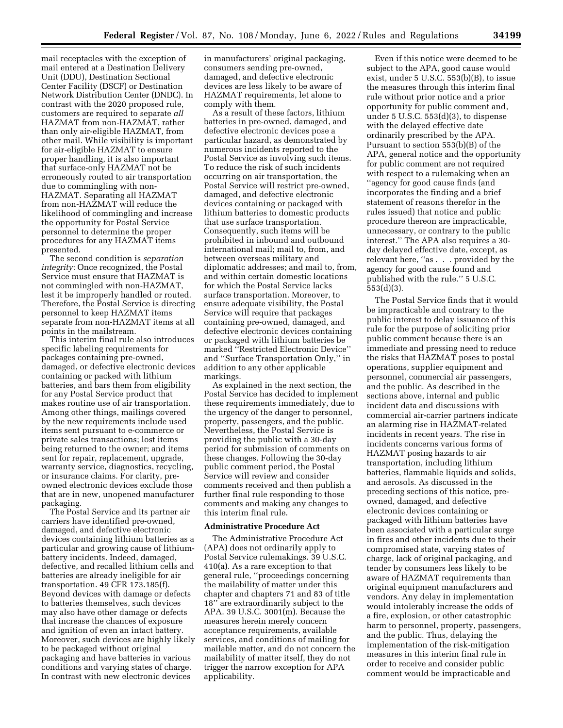mail receptacles with the exception of mail entered at a Destination Delivery Unit (DDU), Destination Sectional Center Facility (DSCF) or Destination Network Distribution Center (DNDC). In contrast with the 2020 proposed rule, customers are required to separate *all* HAZMAT from non-HAZMAT, rather than only air-eligible HAZMAT, from other mail. While visibility is important for air-eligible HAZMAT to ensure proper handling, it is also important that surface-only HAZMAT not be erroneously routed to air transportation due to commingling with non-HAZMAT. Separating all HAZMAT from non-HAZMAT will reduce the likelihood of commingling and increase the opportunity for Postal Service personnel to determine the proper procedures for any HAZMAT items presented.

The second condition is *separation integrity:* Once recognized, the Postal Service must ensure that HAZMAT is not commingled with non-HAZMAT, lest it be improperly handled or routed. Therefore, the Postal Service is directing personnel to keep HAZMAT items separate from non-HAZMAT items at all points in the mailstream.

This interim final rule also introduces specific labeling requirements for packages containing pre-owned, damaged, or defective electronic devices containing or packed with lithium batteries, and bars them from eligibility for any Postal Service product that makes routine use of air transportation. Among other things, mailings covered by the new requirements include used items sent pursuant to e-commerce or private sales transactions; lost items being returned to the owner; and items sent for repair, replacement, upgrade, warranty service, diagnostics, recycling, or insurance claims. For clarity, pre-owned electronic devices exclude those that are in new, unopened manufacturer packaging.

The Postal Service and its partner air carriers have identified pre-owned, damaged, and defective electronic devices containing lithium batteries as a particular and growing cause of lithium-battery incidents. Indeed, damaged, defective, and recalled lithium cells and batteries are already ineligible for air transportation. 49 CFR 173.185(f). Beyond devices with damage or defects to batteries themselves, such devices may also have other damage or defects that increase the chances of exposure and ignition of even an intact battery. Moreover, such devices are highly likely to be packaged without original packaging and have batteries in various conditions and varying states of charge. In contrast with new electronic devices in manufacturers' original packaging, consumers sending pre-owned, damaged, and defective electronic devices are less likely to be aware of HAZMAT requirements, let alone to comply with them.

As a result of these factors, lithium batteries in pre-owned, damaged, and defective electronic devices pose a particular hazard, as demonstrated by numerous incidents reported to the Postal Service as involving such items. To reduce the risk of such incidents occurring on air transportation, the Postal Service will restrict pre-owned, damaged, and defective electronic devices containing or packaged with lithium batteries to domestic products that use surface transportation. Consequently, such items will be prohibited in inbound and outbound international mail; mail to, from, and between overseas military and diplomatic addresses; and mail to, from, and within certain domestic locations for which the Postal Service lacks surface transportation. Moreover, to ensure adequate visibility, the Postal Service will require that packages containing pre-owned, damaged, and defective electronic devices containing or packaged with lithium batteries be marked "Restricted Electronic Device" and "Surface Transportation Only," in addition to any other applicable markings.

As explained in the next section, the Postal Service has decided to implement these requirements immediately, due to the urgency of the danger to personnel, property, passengers, and the public. Nevertheless, the Postal Service is providing the public with a 30-day period for submission of comments on these changes. Following the 30-day public comment period, the Postal Service will review and consider comments received and then publish a further final rule responding to those comments and making any changes to this interim final rule.

## Administrative Procedure Act

The Administrative Procedure Act (APA) does not ordinarily apply to Postal Service rulemakings. 39 U.S.C. 410(a). As a rare exception to that general rule, "proceedings concerning the mailability of matter under this chapter and chapters 71 and 83 of title 18" are extraordinarily subject to the APA. 39 U.S.C. 3001(m). Because the measures herein merely concern acceptance requirements, available services, and conditions of mailing for mailable matter, and do not concern the mailability of matter itself, they do not trigger the narrow exception for APA applicability.

Even if this notice were deemed to be subject to the APA, good cause would exist, under 5 U.S.C. 553(b)(B), to issue the measures through this interim final rule without prior notice and a prior opportunity for public comment and, under 5 U.S.C. 553(d)(3), to dispense with the delayed effective date ordinarily prescribed by the APA. Pursuant to section 553(b)(B) of the APA, general notice and the opportunity for public comment are not required with respect to a rulemaking when an "agency for good cause finds (and incorporates the finding and a brief statement of reasons therefor in the rules issued) that notice and public procedure thereon are impracticable, unnecessary, or contrary to the public interest." The APA also requires a 30-day delayed effective date, except, as relevant here, "as . . . provided by the agency for good cause found and published with the rule." 5 U.S.C. 553(d)(3).

The Postal Service finds that it would be impracticable and contrary to the public interest to delay issuance of this rule for the purpose of soliciting prior public comment because there is an immediate and pressing need to reduce the risks that HAZMAT poses to postal operations, supplier equipment and personnel, commercial air passengers, and the public. As described in the sections above, internal and public incident data and discussions with commercial air-carrier partners indicate an alarming rise in HAZMAT-related incidents in recent years. The rise in incidents concerns various forms of HAZMAT posing hazards to air transportation, including lithium batteries, flammable liquids and solids, and aerosols. As discussed in the preceding sections of this notice, pre-owned, damaged, and defective electronic devices containing or packaged with lithium batteries have been associated with a particular surge in fires and other incidents due to their compromised state, varying states of charge, lack of original packaging, and tender by consumers less likely to be aware of HAZMAT requirements than original equipment manufacturers and vendors. Any delay in implementation would intolerably increase the odds of a fire, explosion, or other catastrophic harm to personnel, property, passengers, and the public. Thus, delaying the implementation of the risk-mitigation measures in this interim final rule in order to receive and consider public comment would be impracticable and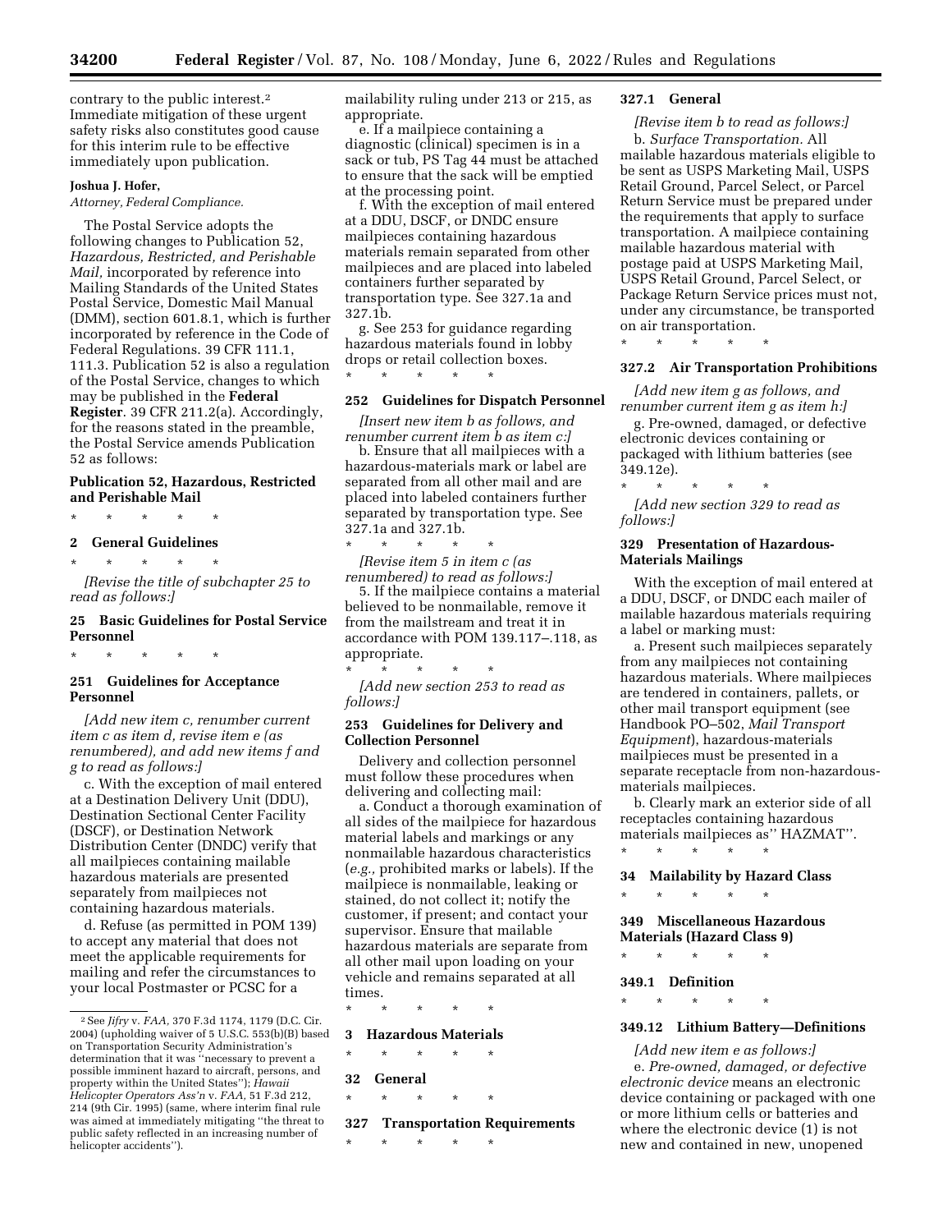contrary to the public interest.[2] Immediate mitigation of these urgent safety risks also constitutes good cause for this interim rule to be effective immediately upon publication.

**Joshua J. Hofer,**

*Attorney, Federal Compliance.*

The Postal Service adopts the following changes to Publication 52, *Hazardous, Restricted, and Perishable Mail,* incorporated by reference into Mailing Standards of the United States Postal Service, Domestic Mail Manual (DMM), section 601.8.1, which is further incorporated by reference in the Code of Federal Regulations. 39 CFR 111.1, 111.3. Publication 52 is also a regulation of the Postal Service, changes to which may be published in the **Federal Register**. 39 CFR 211.2(a). Accordingly, for the reasons stated in the preamble, the Postal Service amends Publication 52 as follows:

## Publication 52, Hazardous, Restricted and Perishable Mail

\* \* \* \* \*

## 2 General Guidelines

\* \* \* \* \*

*[Revise the title of subchapter 25 to read as follows:]*

## 25 Basic Guidelines for Postal Service Personnel

\* \* \* \* \*

### 251 Guidelines for Acceptance Personnel

*[Add new item c, renumber current item c as item d, revise item e (as renumbered), and add new items f and g to read as follows:]*

c. With the exception of mail entered at a Destination Delivery Unit (DDU), Destination Sectional Center Facility (DSCF), or Destination Network Distribution Center (DNDC) verify that all mailpieces containing mailable hazardous materials are presented separately from mailpieces not containing hazardous materials.

d. Refuse (as permitted in POM 139) to accept any material that does not meet the applicable requirements for mailing and refer the circumstances to your local Postmaster or PCSC for a mailability ruling under 213 or 215, as appropriate.

e. If a mailpiece containing a diagnostic (clinical) specimen is in a sack or tub, PS Tag 44 must be attached to ensure that the sack will be emptied at the processing point.

f. With the exception of mail entered at a DDU, DSCF, or DNDC ensure mailpieces containing hazardous materials remain separated from other mailpieces and are placed into labeled containers further separated by transportation type. See 327.1a and 327.1b.

g. See 253 for guidance regarding hazardous materials found in lobby drops or retail collection boxes.

\* \* \* \* \*

### 252 Guidelines for Dispatch Personnel

*[Insert new item b as follows, and renumber current item b as item c:]*

b. Ensure that all mailpieces with a hazardous-materials mark or label are separated from all other mail and are placed into labeled containers further separated by transportation type. See 327.1a and 327.1b.

\* \* \* \* \*

*[Revise item 5 in item c (as renumbered) to read as follows:]*

5. If the mailpiece contains a material believed to be nonmailable, remove it from the mailstream and treat it in accordance with POM 139.117–.118, as appropriate.

\* \* \* \* \*

*[Add new section 253 to read as follows:]*

### 253 Guidelines for Delivery and Collection Personnel

Delivery and collection personnel must follow these procedures when delivering and collecting mail:

a. Conduct a thorough examination of all sides of the mailpiece for hazardous material labels and markings or any nonmailable hazardous characteristics (*e.g.,* prohibited marks or labels). If the mailpiece is nonmailable, leaking or stained, do not collect it; notify the customer, if present; and contact your supervisor. Ensure that mailable hazardous materials are separate from all other mail upon loading on your vehicle and remains separated at all times.

\* \* \* \* \*

## 3 Hazardous Materials

\* \* \* \* \*

## 32 General

\* \* \* \* \*

### 327 Transportation Requirements

\* \* \* \* \*

#### 327.1 General

*[Revise item b to read as follows:]*

b. *Surface Transportation.* All mailable hazardous materials eligible to be sent as USPS Marketing Mail, USPS Retail Ground, Parcel Select, or Parcel Return Service must be prepared under the requirements that apply to surface transportation. A mailpiece containing mailable hazardous material with postage paid at USPS Marketing Mail, USPS Retail Ground, Parcel Select, or Package Return Service prices must not, under any circumstance, be transported on air transportation.

\* \* \* \* \*

#### 327.2 Air Transportation Prohibitions

*[Add new item g as follows, and renumber current item g as item h:]*

g. Pre-owned, damaged, or defective electronic devices containing or packaged with lithium batteries (see 349.12e).

\* \* \* \* \*

*[Add new section 329 to read as follows:]*

### 329 Presentation of Hazardous-Materials Mailings

With the exception of mail entered at a DDU, DSCF, or DNDC each mailer of mailable hazardous materials requiring a label or marking must:

a. Present such mailpieces separately from any mailpieces not containing hazardous materials. Where mailpieces are tendered in containers, pallets, or other mail transport equipment (see Handbook PO–502, *Mail Transport Equipment*), hazardous-materials mailpieces must be presented in a separate receptacle from non-hazardous-materials mailpieces.

b. Clearly mark an exterior side of all receptacles containing hazardous materials mailpieces as'' HAZMAT''.

\* \* \* \* \*

## 34 Mailability by Hazard Class

\* \* \* \* \*

### 349 Miscellaneous Hazardous Materials (Hazard Class 9)

\* \* \* \* \*

#### 349.1 Definition

\* \* \* \* \*

#### 349.12 Lithium Battery—Definitions

*[Add new item e as follows:]*

e. *Pre-owned, damaged, or defective electronic device* means an electronic device containing or packaged with one or more lithium cells or batteries and where the electronic device (1) is not new and contained in new, unopened

---

[2] See *Jifry* v. *FAA,* 370 F.3d 1174, 1179 (D.C. Cir. 2004) (upholding waiver of 5 U.S.C. 553(b)(B) based on Transportation Security Administration's determination that it was ''necessary to prevent a possible imminent hazard to aircraft, persons, and property within the United States''); *Hawaii Helicopter Operators Ass'n* v. *FAA,* 51 F.3d 212, 214 (9th Cir. 1995) (same, where interim final rule was aimed at immediately mitigating ''the threat to public safety reflected in an increasing number of helicopter accidents'').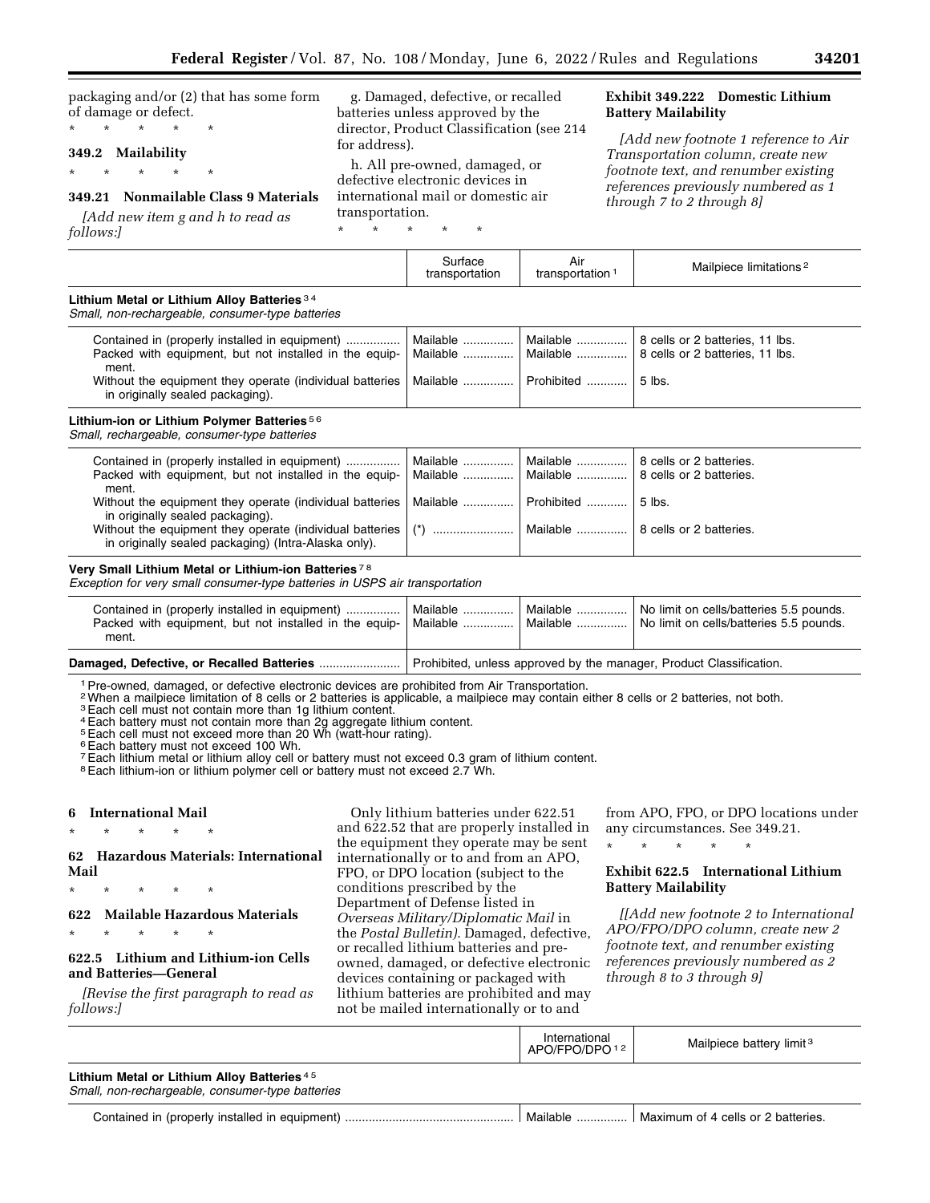packaging and/or (2) that has some form of damage or defect.

\* \* \* \* \*

### 349.2 Mailability

\* \* \* \* \*

### 349.21 Nonmailable Class 9 Materials

*[Add new item g and h to read as follows:]*

g. Damaged, defective, or recalled batteries unless approved by the director, Product Classification (see 214 for address).

h. All pre-owned, damaged, or defective electronic devices in international mail or domestic air transportation.

\* \* \* \* \*

### Exhibit 349.222 Domestic Lithium Battery Mailability

*[Add new footnote 1 reference to Air Transportation column, create new footnote text, and renumber existing references previously numbered as 1 through 7 to 2 through 8]*

| | Surface transportation | Air transportation [1] | Mailpiece limitations [2] |
|---|---|---|---|
| **Lithium Metal or Lithium Alloy Batteries** [3 4] *Small, non-rechargeable, consumer-type batteries* | | | |
| Contained in (properly installed in equipment) | Mailable | Mailable | 8 cells or 2 batteries, 11 lbs. |
| Packed with equipment, but not installed in the equipment. | Mailable | Mailable | 8 cells or 2 batteries, 11 lbs. |
| Without the equipment they operate (individual batteries in originally sealed packaging). | Mailable | Prohibited | 5 lbs. |
| **Lithium-ion or Lithium Polymer Batteries** [5 6] *Small, rechargeable, consumer-type batteries* | | | |
| Contained in (properly installed in equipment) | Mailable | Mailable | 8 cells or 2 batteries. |
| Packed with equipment, but not installed in the equipment. | Mailable | Mailable | 8 cells or 2 batteries. |
| Without the equipment they operate (individual batteries in originally sealed packaging). | Mailable | Prohibited | 5 lbs. |
| Without the equipment they operate (individual batteries in originally sealed packaging) (Intra-Alaska only). | (*) | Mailable | 8 cells or 2 batteries. |
| **Very Small Lithium Metal or Lithium-ion Batteries** [7 8] *Exception for very small consumer-type batteries in USPS air transportation* | | | |
| Contained in (properly installed in equipment) | Mailable | Mailable | No limit on cells/batteries 5.5 pounds. |
| Packed with equipment, but not installed in the equipment. | Mailable | Mailable | No limit on cells/batteries 5.5 pounds. |
| **Damaged, Defective, or Recalled Batteries** | Prohibited, unless approved by the manager, Product Classification. | | |

[1] Pre-owned, damaged, or defective electronic devices are prohibited from Air Transportation.
[2] When a mailpiece limitation of 8 cells or 2 batteries is applicable, a mailpiece may contain either 8 cells or 2 batteries, not both.
[3] Each cell must not contain more than 1g lithium content.
[4] Each battery must not contain more than 2g aggregate lithium content.
[5] Each cell must not exceed more than 20 Wh (watt-hour rating).
[6] Each battery must not exceed 100 Wh.
[7] Each lithium metal or lithium alloy cell or battery must not exceed 0.3 gram of lithium content.
[8] Each lithium-ion or lithium polymer cell or battery must not exceed 2.7 Wh.

## 6 International Mail

\* \* \* \* \*

### 62 Hazardous Materials: International Mail

\* \* \* \* \*

### 622 Mailable Hazardous Materials

\* \* \* \* \*

### 622.5 Lithium and Lithium-ion Cells and Batteries—General

*[Revise the first paragraph to read as follows:]*

Only lithium batteries under 622.51 and 622.52 that are properly installed in the equipment they operate may be sent internationally or to and from an APO, FPO, or DPO location (subject to the conditions prescribed by the Department of Defense listed in *Overseas Military/Diplomatic Mail* in the *Postal Bulletin).* Damaged, defective, or recalled lithium batteries and pre-owned, damaged, or defective electronic devices containing or packaged with lithium batteries are prohibited and may not be mailed internationally or to and from APO, FPO, or DPO locations under any circumstances. See 349.21.

\* \* \* \* \*

### Exhibit 622.5 International Lithium Battery Mailability

*[[Add new footnote 2 to International APO/FPO/DPO column, create new 2 footnote text, and renumber existing references previously numbered as 2 through 8 to 3 through 9]*

| | International APO/FPO/DPO [1 2] | Mailpiece battery limit [3] |
|---|---|---|
| **Lithium Metal or Lithium Alloy Batteries** [4 5] *Small, non-rechargeable, consumer-type batteries* | | |
| Contained in (properly installed in equipment) | Mailable | Maximum of 4 cells or 2 batteries. |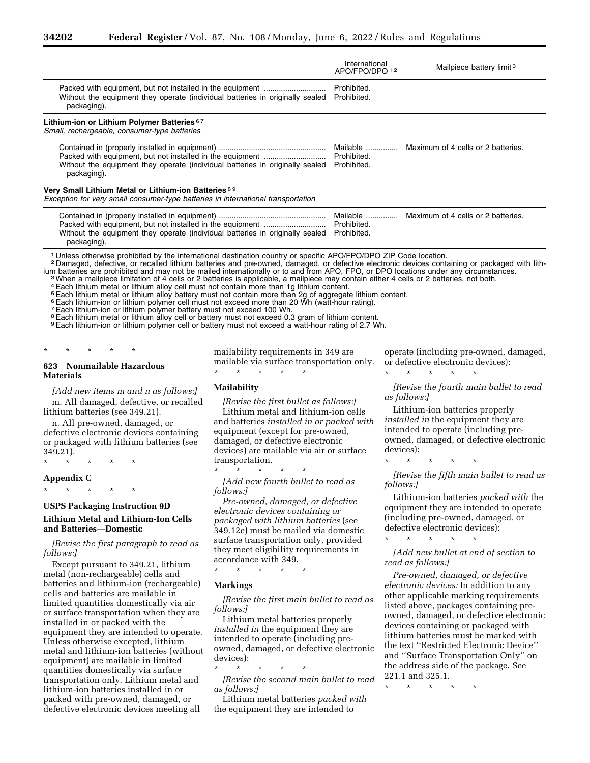| | International APO/FPO/DPO [1,2] | Mailpiece battery limit [3] |
|---|---|---|
| Packed with equipment, but not installed in the equipment | Prohibited. | |
| Without the equipment they operate (individual batteries in originally sealed packaging). | Prohibited. | |
| **Lithium-ion or Lithium Polymer Batteries** [6,7] *Small, rechargeable, consumer-type batteries* | | |
| Contained in (properly installed in equipment) | Mailable | Maximum of 4 cells or 2 batteries. |
| Packed with equipment, but not installed in the equipment | Prohibited. | |
| Without the equipment they operate (individual batteries in originally sealed packaging). | Prohibited. | |
| **Very Small Lithium Metal or Lithium-ion Batteries** [8,9] *Exception for very small consumer-type batteries in international transportation* | | |
| Contained in (properly installed in equipment) | Mailable | Maximum of 4 cells or 2 batteries. |
| Packed with equipment, but not installed in the equipment | Prohibited. | |
| Without the equipment they operate (individual batteries in originally sealed packaging). | Prohibited. | |

[1] Unless otherwise prohibited by the international destination country or specific APO/FPO/DPO ZIP Code location.
[2] Damaged, defective, or recalled lithium batteries and pre-owned, damaged, or defective electronic devices containing or packaged with lithium batteries are prohibited and may not be mailed internationally or to and from APO, FPO, or DPO locations under any circumstances.
[3] When a mailpiece limitation of 4 cells or 2 batteries is applicable, a mailpiece may contain either 4 cells or 2 batteries, not both.
[4] Each lithium metal or lithium alloy cell must not contain more than 1g lithium content.
[5] Each lithium metal or lithium alloy battery must not contain more than 2g of aggregate lithium content.
[6] Each lithium-ion or lithium polymer cell must not exceed more than 20 Wh (watt-hour rating).
[7] Each lithium-ion or lithium polymer battery must not exceed 100 Wh.
[8] Each lithium metal or lithium alloy cell or battery must not exceed 0.3 gram of lithium content.
[9] Each lithium-ion or lithium polymer cell or battery must not exceed a watt-hour rating of 2.7 Wh.

\* \* \* \* \*

### 623 Nonmailable Hazardous Materials

*[Add new items m and n as follows:]*

m. All damaged, defective, or recalled lithium batteries (see 349.21).

n. All pre-owned, damaged, or defective electronic devices containing or packaged with lithium batteries (see 349.21).

\* \* \* \* \*

### Appendix C

\* \* \* \* \*

#### USPS Packaging Instruction 9D

#### Lithium Metal and Lithium-Ion Cells and Batteries—Domestic

*[Revise the first paragraph to read as follows:]*

Except pursuant to 349.21, lithium metal (non-rechargeable) cells and batteries and lithium-ion (rechargeable) cells and batteries are mailable in limited quantities domestically via air or surface transportation when they are installed in or packed with the equipment they are intended to operate. Unless otherwise excepted, lithium metal and lithium-ion batteries (without equipment) are mailable in limited quantities domestically via surface transportation only. Lithium metal and lithium-ion batteries installed in or packed with pre-owned, damaged, or defective electronic devices meeting all mailability requirements in 349 are mailable via surface transportation only.

\* \* \* \* \*

#### Mailability

*[Revise the first bullet as follows:]*

Lithium metal and lithium-ion cells and batteries *installed in or packed with* equipment (except for pre-owned, damaged, or defective electronic devices) are mailable via air or surface transportation.

\* \* \* \* \*

*[Add new fourth bullet to read as follows:]*

*Pre-owned, damaged, or defective electronic devices containing or packaged with lithium batteries* (see 349.12e) must be mailed via domestic surface transportation only, provided they meet eligibility requirements in accordance with 349.

\* \* \* \* \*

#### Markings

*[Revise the first main bullet to read as follows:]*

Lithium metal batteries properly *installed in* the equipment they are intended to operate (including pre-owned, damaged, or defective electronic devices):

\* \* \* \* \*

*[Revise the second main bullet to read as follows:]*

Lithium metal batteries *packed with* the equipment they are intended to operate (including pre-owned, damaged, or defective electronic devices):

\* \* \* \* \*

*[Revise the fourth main bullet to read as follows:]*

Lithium-ion batteries properly *installed in* the equipment they are intended to operate (including pre-owned, damaged, or defective electronic devices):

\* \* \* \* \*

*[Revise the fifth main bullet to read as follows:]*

Lithium-ion batteries *packed with* the equipment they are intended to operate (including pre-owned, damaged, or defective electronic devices):

\* \* \* \* \*

*[Add new bullet at end of section to read as follows:]*

*Pre-owned, damaged, or defective electronic devices:* In addition to any other applicable marking requirements listed above, packages containing pre-owned, damaged, or defective electronic devices containing or packaged with lithium batteries must be marked with the text "Restricted Electronic Device" and "Surface Transportation Only" on the address side of the package. See 221.1 and 325.1.

\* \* \* \* \*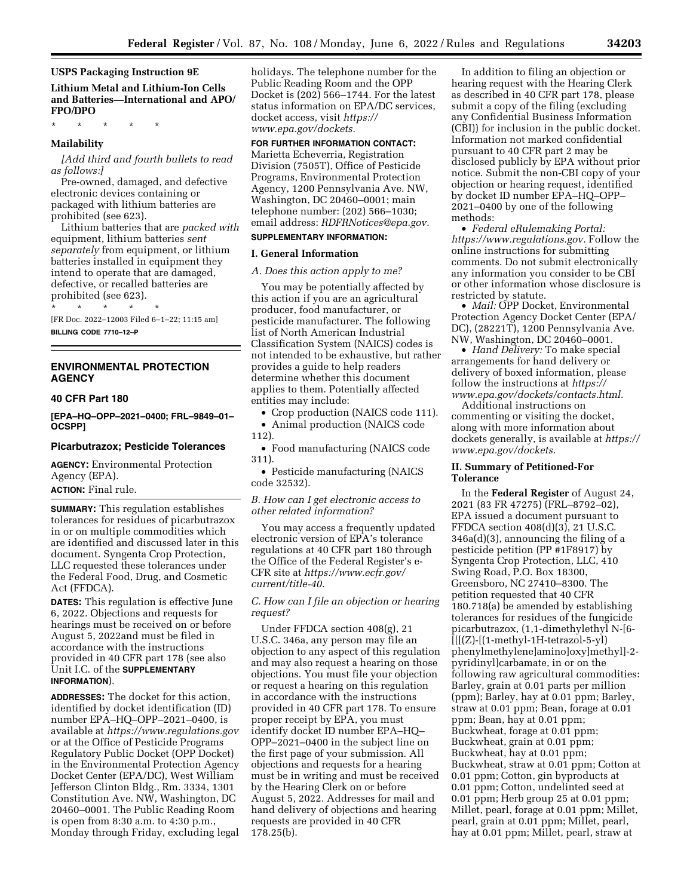**USPS Packaging Instruction 9E**

**Lithium Metal and Lithium-Ion Cells and Batteries—International and APO/FPO/DPO**

\* \* \* \* \*

**Mailability**

*[Add third and fourth bullets to read as follows:]*

Pre-owned, damaged, and defective electronic devices containing or packaged with lithium batteries are prohibited (see 623).

Lithium batteries that are *packed with* equipment, lithium batteries *sent separately* from equipment, or lithium batteries installed in equipment they intend to operate that are damaged, defective, or recalled batteries are prohibited (see 623).

\* \* \* \* \*

[FR Doc. 2022–12003 Filed 6–1–22; 11:15 am]

**BILLING CODE 7710–12–P**

## ENVIRONMENTAL PROTECTION AGENCY

### 40 CFR Part 180

**[EPA–HQ–OPP–2021–0400; FRL–9849–01–OCSPP]**

### Picarbutrazox; Pesticide Tolerances

**AGENCY:** Environmental Protection Agency (EPA).

**ACTION:** Final rule.

**SUMMARY:** This regulation establishes tolerances for residues of picarbutrazox in or on multiple commodities which are identified and discussed later in this document. Syngenta Crop Protection, LLC requested these tolerances under the Federal Food, Drug, and Cosmetic Act (FFDCA).

**DATES:** This regulation is effective June 6, 2022. Objections and requests for hearings must be received on or before August 5, 2022and must be filed in accordance with the instructions provided in 40 CFR part 178 (see also Unit I.C. of the **SUPPLEMENTARY INFORMATION**).

**ADDRESSES:** The docket for this action, identified by docket identification (ID) number EPA–HQ–OPP–2021–0400, is available at *https://www.regulations.gov* or at the Office of Pesticide Programs Regulatory Public Docket (OPP Docket) in the Environmental Protection Agency Docket Center (EPA/DC), West William Jefferson Clinton Bldg., Rm. 3334, 1301 Constitution Ave. NW, Washington, DC 20460–0001. The Public Reading Room is open from 8:30 a.m. to 4:30 p.m., Monday through Friday, excluding legal holidays. The telephone number for the Public Reading Room and the OPP Docket is (202) 566–1744. For the latest status information on EPA/DC services, docket access, visit *https://www.epa.gov/dockets*.

**FOR FURTHER INFORMATION CONTACT:** Marietta Echeverria, Registration Division (7505T), Office of Pesticide Programs, Environmental Protection Agency, 1200 Pennsylvania Ave. NW, Washington, DC 20460–0001; main telephone number: (202) 566–1030; email address: *RDFRNotices@epa.gov.*

**SUPPLEMENTARY INFORMATION:**

## I. General Information

### *A. Does this action apply to me?*

You may be potentially affected by this action if you are an agricultural producer, food manufacturer, or pesticide manufacturer. The following list of North American Industrial Classification System (NAICS) codes is not intended to be exhaustive, but rather provides a guide to help readers determine whether this document applies to them. Potentially affected entities may include:

- Crop production (NAICS code 111).
- Animal production (NAICS code 112).
- Food manufacturing (NAICS code 311).
- Pesticide manufacturing (NAICS code 32532).

### *B. How can I get electronic access to other related information?*

You may access a frequently updated electronic version of EPA's tolerance regulations at 40 CFR part 180 through the Office of the Federal Register's e-CFR site at *https://www.ecfr.gov/current/title-40.*

### *C. How can I file an objection or hearing request?*

Under FFDCA section 408(g), 21 U.S.C. 346a, any person may file an objection to any aspect of this regulation and may also request a hearing on those objections. You must file your objection or request a hearing on this regulation in accordance with the instructions provided in 40 CFR part 178. To ensure proper receipt by EPA, you must identify docket ID number EPA–HQ–OPP–2021–0400 in the subject line on the first page of your submission. All objections and requests for a hearing must be in writing and must be received by the Hearing Clerk on or before August 5, 2022. Addresses for mail and hand delivery of objections and hearing requests are provided in 40 CFR 178.25(b).

In addition to filing an objection or hearing request with the Hearing Clerk as described in 40 CFR part 178, please submit a copy of the filing (excluding any Confidential Business Information (CBI)) for inclusion in the public docket. Information not marked confidential pursuant to 40 CFR part 2 may be disclosed publicly by EPA without prior notice. Submit the non-CBI copy of your objection or hearing request, identified by docket ID number EPA–HQ–OPP–2021–0400 by one of the following methods:

- *Federal eRulemaking Portal: https://www.regulations.gov.* Follow the online instructions for submitting comments. Do not submit electronically any information you consider to be CBI or other information whose disclosure is restricted by statute.
- *Mail:* OPP Docket, Environmental Protection Agency Docket Center (EPA/DC), (28221T), 1200 Pennsylvania Ave. NW, Washington, DC 20460–0001.
- *Hand Delivery:* To make special arrangements for hand delivery or delivery of boxed information, please follow the instructions at *https://www.epa.gov/dockets/contacts.html.*

Additional instructions on commenting or visiting the docket, along with more information about dockets generally, is available at *https://www.epa.gov/dockets.*

## II. Summary of Petitioned-For Tolerance

In the **Federal Register** of August 24, 2021 (83 FR 47275) (FRL–8792–02), EPA issued a document pursuant to FFDCA section 408(d)(3), 21 U.S.C. 346a(d)(3), announcing the filing of a pesticide petition (PP #1F8917) by Syngenta Crop Protection, LLC, 410 Swing Road, P.O. Box 18300, Greensboro, NC 27410–8300. The petition requested that 40 CFR 180.718(a) be amended by establishing tolerances for residues of the fungicide picarbutrazox, (1,1-dimethylethyl N-[6-[[[(Z)-[(1-methyl-1H-tetrazol-5-yl) phenylmethylene]amino]oxy]methyl]-2-pyridinyl]carbamate, in or on the following raw agricultural commodities: Barley, grain at 0.01 parts per million (ppm); Barley, hay at 0.01 ppm; Barley, straw at 0.01 ppm; Bean, forage at 0.01 ppm; Bean, hay at 0.01 ppm; Buckwheat, forage at 0.01 ppm; Buckwheat, grain at 0.01 ppm; Buckwheat, hay at 0.01 ppm; Buckwheat, straw at 0.01 ppm; Cotton at 0.01 ppm; Cotton, gin byproducts at 0.01 ppm; Cotton, undelinted seed at 0.01 ppm; Herb group 25 at 0.01 ppm; Millet, pearl, forage at 0.01 ppm; Millet, pearl, grain at 0.01 ppm; Millet, pearl, hay at 0.01 ppm; Millet, pearl, straw at